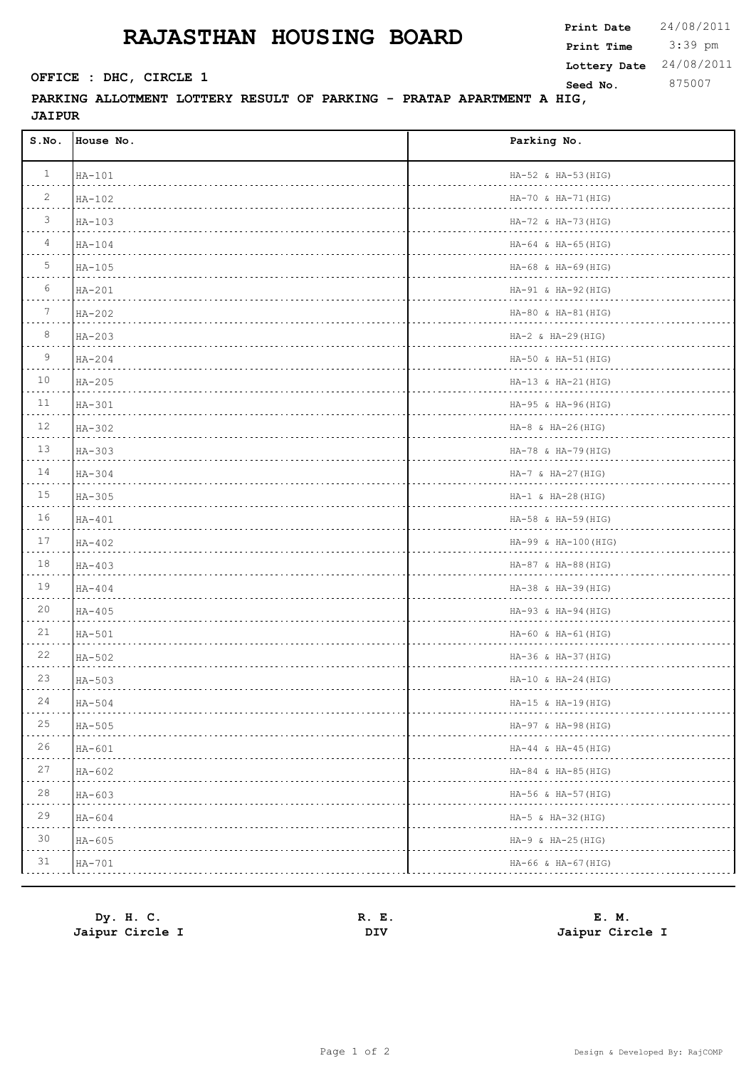# RAJASTHAN HOUSING BOARD

**Print Date** 24/08/2011
**Print Time** 3:39 pm
**Lottery Date** 24/08/2011
**Seed No.** 875007

**OFFICE : DHC, CIRCLE 1**

**PARKING ALLOTMENT LOTTERY RESULT OF PARKING - PRATAP APARTMENT A HIG, JAIPUR**

| S.No. | House No. | Parking No. |
|---|---|---|
| 1 | HA-101 | HA-52 & HA-53(HIG) |
| 2 | HA-102 | HA-70 & HA-71(HIG) |
| 3 | HA-103 | HA-72 & HA-73(HIG) |
| 4 | HA-104 | HA-64 & HA-65(HIG) |
| 5 | HA-105 | HA-68 & HA-69(HIG) |
| 6 | HA-201 | HA-91 & HA-92(HIG) |
| 7 | HA-202 | HA-80 & HA-81(HIG) |
| 8 | HA-203 | HA-2 & HA-29(HIG) |
| 9 | HA-204 | HA-50 & HA-51(HIG) |
| 10 | HA-205 | HA-13 & HA-21(HIG) |
| 11 | HA-301 | HA-95 & HA-96(HIG) |
| 12 | HA-302 | HA-8 & HA-26(HIG) |
| 13 | HA-303 | HA-78 & HA-79(HIG) |
| 14 | HA-304 | HA-7 & HA-27(HIG) |
| 15 | HA-305 | HA-1 & HA-28(HIG) |
| 16 | HA-401 | HA-58 & HA-59(HIG) |
| 17 | HA-402 | HA-99 & HA-100(HIG) |
| 18 | HA-403 | HA-87 & HA-88(HIG) |
| 19 | HA-404 | HA-38 & HA-39(HIG) |
| 20 | HA-405 | HA-93 & HA-94(HIG) |
| 21 | HA-501 | HA-60 & HA-61(HIG) |
| 22 | HA-502 | HA-36 & HA-37(HIG) |
| 23 | HA-503 | HA-10 & HA-24(HIG) |
| 24 | HA-504 | HA-15 & HA-19(HIG) |
| 25 | HA-505 | HA-97 & HA-98(HIG) |
| 26 | HA-601 | HA-44 & HA-45(HIG) |
| 27 | HA-602 | HA-84 & HA-85(HIG) |
| 28 | HA-603 | HA-56 & HA-57(HIG) |
| 29 | HA-604 | HA-5 & HA-32(HIG) |
| 30 | HA-605 | HA-9 & HA-25(HIG) |
| 31 | HA-701 | HA-66 & HA-67(HIG) |

**Dy. H. C.**
**Jaipur Circle I**

**R. E.**
**DIV**

**E. M.**
**Jaipur Circle I**

Design & Developed By: RajCOMP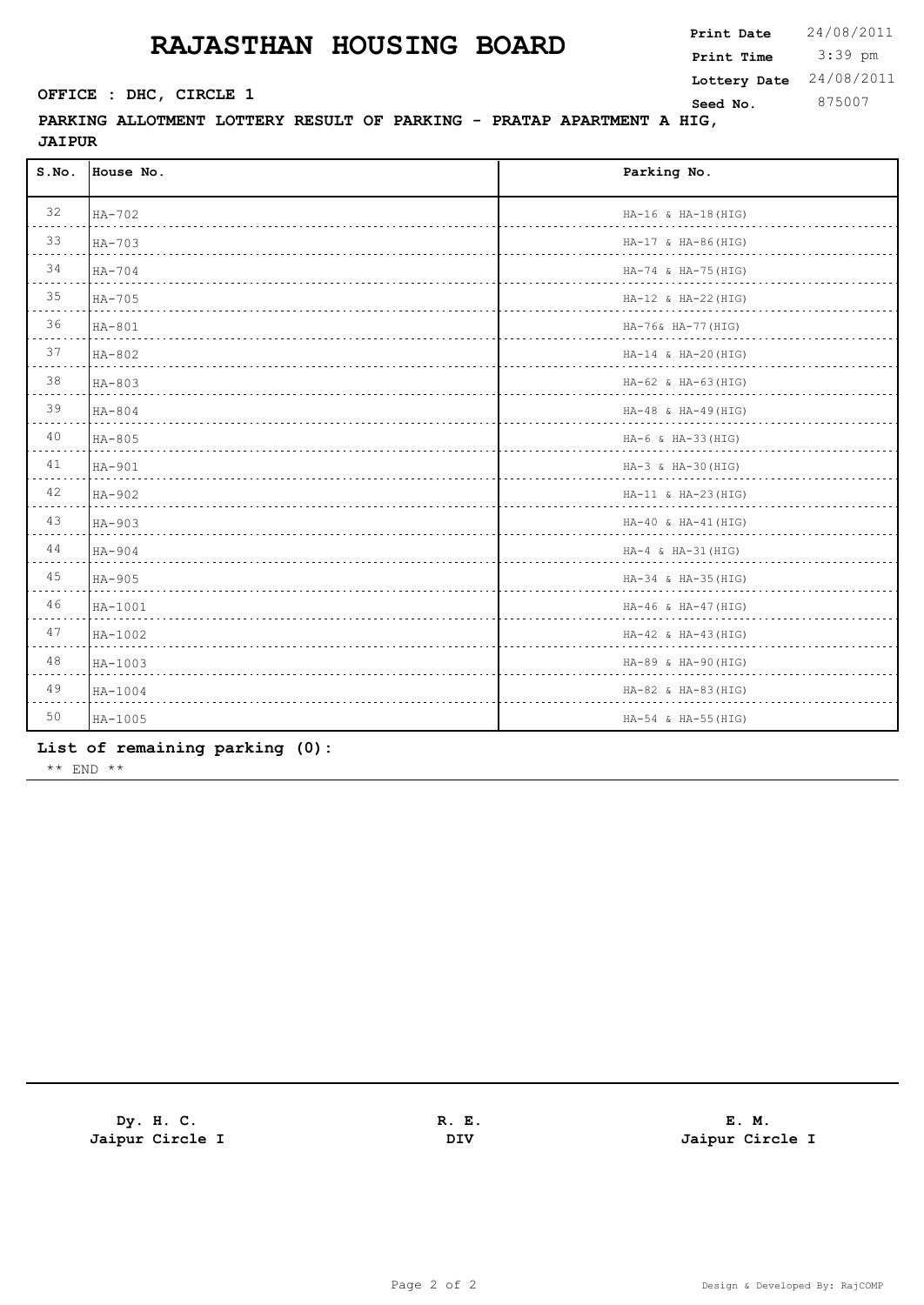# RAJASTHAN HOUSING BOARD

**Print Date** 24/08/2011
**Print Time** 3:39 pm
**Lottery Date** 24/08/2011
**Seed No.** 875007

**OFFICE : DHC, CIRCLE 1**

**PARKING ALLOTMENT LOTTERY RESULT OF PARKING - PRATAP APARTMENT A HIG, JAIPUR**

| S.No. | House No. | Parking No. |
|---|---|---|
| 32 | HA-702 | HA-16 & HA-18(HIG) |
| 33 | HA-703 | HA-17 & HA-86(HIG) |
| 34 | HA-704 | HA-74 & HA-75(HIG) |
| 35 | HA-705 | HA-12 & HA-22(HIG) |
| 36 | HA-801 | HA-76& HA-77(HIG) |
| 37 | HA-802 | HA-14 & HA-20(HIG) |
| 38 | HA-803 | HA-62 & HA-63(HIG) |
| 39 | HA-804 | HA-48 & HA-49(HIG) |
| 40 | HA-805 | HA-6 & HA-33(HIG) |
| 41 | HA-901 | HA-3 & HA-30(HIG) |
| 42 | HA-902 | HA-11 & HA-23(HIG) |
| 43 | HA-903 | HA-40 & HA-41(HIG) |
| 44 | HA-904 | HA-4 & HA-31(HIG) |
| 45 | HA-905 | HA-34 & HA-35(HIG) |
| 46 | HA-1001 | HA-46 & HA-47(HIG) |
| 47 | HA-1002 | HA-42 & HA-43(HIG) |
| 48 | HA-1003 | HA-89 & HA-90(HIG) |
| 49 | HA-1004 | HA-82 & HA-83(HIG) |
| 50 | HA-1005 | HA-54 & HA-55(HIG) |

**List of remaining parking (0):**

** END **

| | | |
|---|---|---|
| **Dy. H. C.** | **R. E.** | **E. M.** |
| **Jaipur Circle I** | **DIV** | **Jaipur Circle I** |

Design & Developed By: RajCOMP